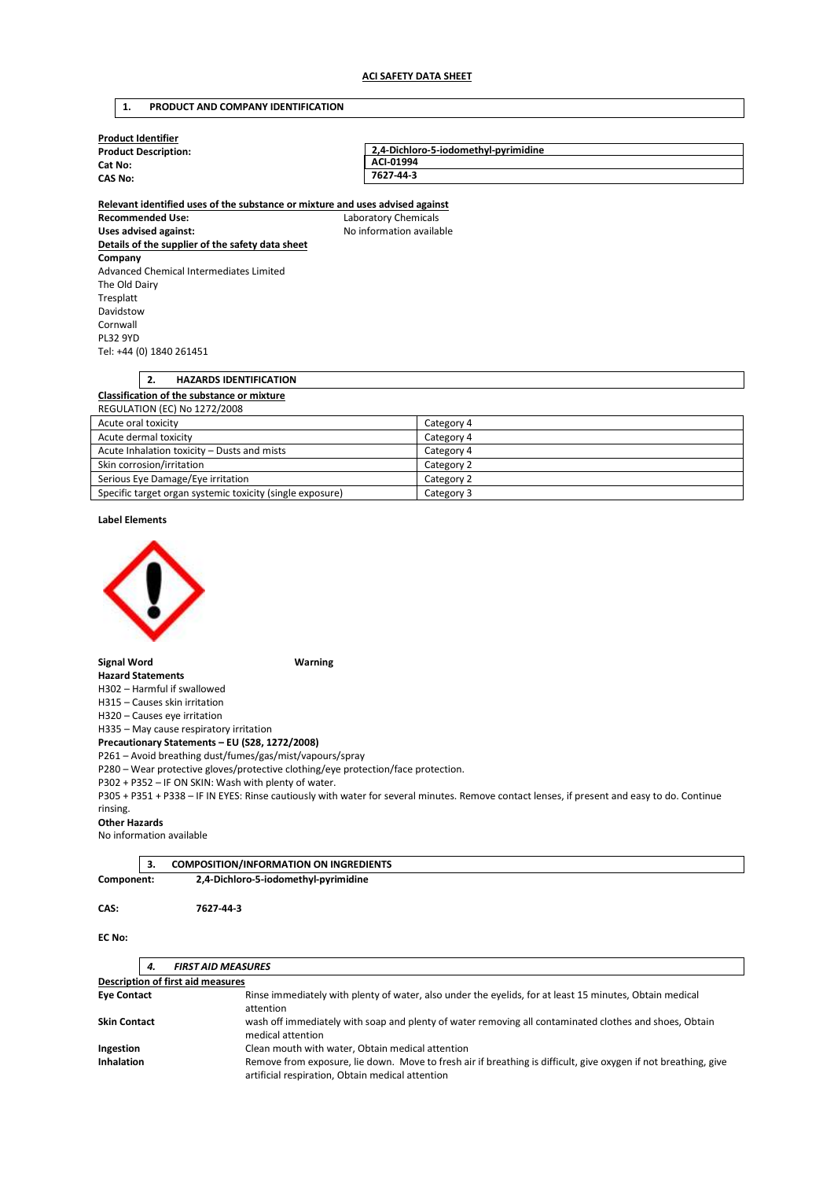# ACI SAFETY DATA SHEET

## 1. PRODUCT AND COMPANY IDENTIFICATION

**Product Identifier**

| | |
|---|---|
| **Product Description:** | **2,4-Dichloro-5-iodomethyl-pyrimidine** |
| **Cat No:** | **ACI-01994** |
| **CAS No:** | **7627-44-3** |

**Relevant identified uses of the substance or mixture and uses advised against**

**Recommended Use:** Laboratory Chemicals
**Uses advised against:** No information available

**Details of the supplier of the safety data sheet**

**Company**
Advanced Chemical Intermediates Limited
The Old Dairy
Tresplatt
Davidstow
Cornwall
PL32 9YD
Tel: +44 (0) 1840 261451

## 2. HAZARDS IDENTIFICATION

**Classification of the substance or mixture**

REGULATION (EC) No 1272/2008

| | |
|---|---|
| Acute oral toxicity | Category 4 |
| Acute dermal toxicity | Category 4 |
| Acute Inhalation toxicity – Dusts and mists | Category 4 |
| Skin corrosion/irritation | Category 2 |
| Serious Eye Damage/Eye irritation | Category 2 |
| Specific target organ systemic toxicity (single exposure) | Category 3 |

**Label Elements**

**Signal Word** **Warning**

**Hazard Statements**

H302 – Harmful if swallowed
H315 – Causes skin irritation
H320 – Causes eye irritation
H335 – May cause respiratory irritation

**Precautionary Statements – EU (S28, 1272/2008)**

P261 – Avoid breathing dust/fumes/gas/mist/vapours/spray
P280 – Wear protective gloves/protective clothing/eye protection/face protection.
P302 + P352 – IF ON SKIN: Wash with plenty of water.
P305 + P351 + P338 – IF IN EYES: Rinse cautiously with water for several minutes. Remove contact lenses, if present and easy to do. Continue rinsing.

**Other Hazards**

No information available

## 3. COMPOSITION/INFORMATION ON INGREDIENTS

**Component:** **2,4-Dichloro-5-iodomethyl-pyrimidine**

**CAS:** **7627-44-3**

**EC No:**

## 4. *FIRST AID MEASURES*

**Description of first aid measures**

| | |
|---|---|
| **Eye Contact** | Rinse immediately with plenty of water, also under the eyelids, for at least 15 minutes, Obtain medical attention |
| **Skin Contact** | wash off immediately with soap and plenty of water removing all contaminated clothes and shoes, Obtain medical attention |
| **Ingestion** | Clean mouth with water, Obtain medical attention |
| **Inhalation** | Remove from exposure, lie down. Move to fresh air if breathing is difficult, give oxygen if not breathing, give artificial respiration, Obtain medical attention |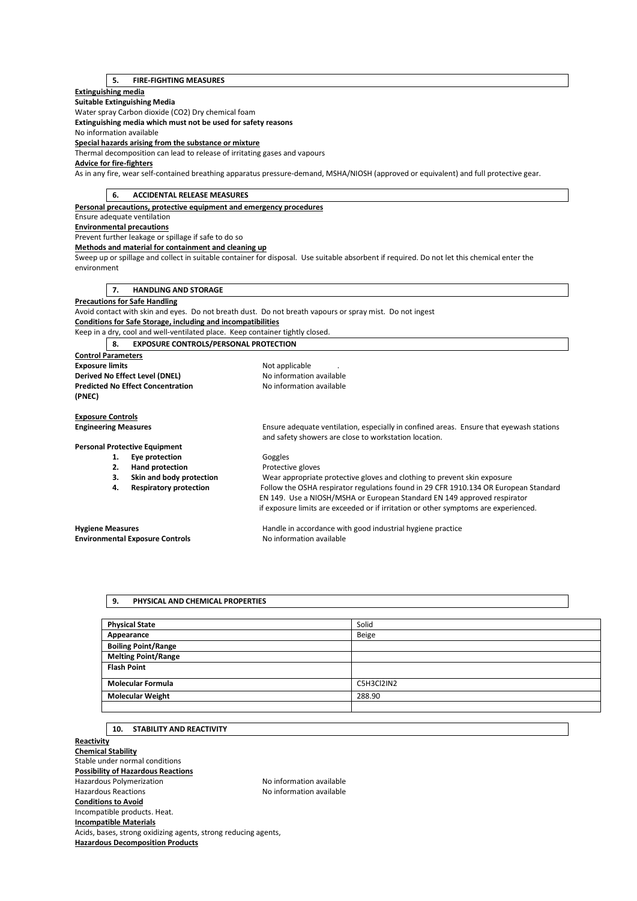## 5. FIRE-FIGHTING MEASURES

**Extinguishing media**

**Suitable Extinguishing Media**

Water spray Carbon dioxide ($CO_2$) Dry chemical foam

**Extinguishing media which must not be used for safety reasons**

No information available

**Special hazards arising from the substance or mixture**

Thermal decomposition can lead to release of irritating gases and vapours

**Advice for fire-fighters**

As in any fire, wear self-contained breathing apparatus pressure-demand, MSHA/NIOSH (approved or equivalent) and full protective gear.

## 6. ACCIDENTAL RELEASE MEASURES

**Personal precautions, protective equipment and emergency procedures**

Ensure adequate ventilation

**Environmental precautions**

Prevent further leakage or spillage if safe to do so

**Methods and material for containment and cleaning up**

Sweep up or spillage and collect in suitable container for disposal. Use suitable absorbent if required. Do not let this chemical enter the environment

## 7. HANDLING AND STORAGE

**Precautions for Safe Handling**

Avoid contact with skin and eyes. Do not breath dust. Do not breath vapours or spray mist. Do not ingest

**Conditions for Safe Storage, including and incompatibilities**

Keep in a dry, cool and well-ventilated place. Keep container tightly closed.

## 8. EXPOSURE CONTROLS/PERSONAL PROTECTION

**Control Parameters**

**Exposure limits** Not applicable .

**Derived No Effect Level (DNEL)** No information available

**Predicted No Effect Concentration (PNEC)** No information available

**Exposure Controls**

**Engineering Measures** Ensure adequate ventilation, especially in confined areas. Ensure that eyewash stations and safety showers are close to workstation location.

**Personal Protective Equipment**

1. **Eye protection** Goggles
2. **Hand protection** Protective gloves
3. **Skin and body protection** Wear appropriate protective gloves and clothing to prevent skin exposure
4. **Respiratory protection** Follow the OSHA respirator regulations found in 29 CFR 1910.134 OR European Standard EN 149. Use a NIOSH/MSHA or European Standard EN 149 approved respirator if exposure limits are exceeded or if irritation or other symptoms are experienced.

**Hygiene Measures** Handle in accordance with good industrial hygiene practice

**Environmental Exposure Controls** No information available

## 9. PHYSICAL AND CHEMICAL PROPERTIES

| | |
|---|---|
| **Physical State** | Solid |
| **Appearance** | Beige |
| **Boiling Point/Range** | |
| **Melting Point/Range** | |
| **Flash Point** | |
| **Molecular Formula** | $C_5H_3Cl_2IN_2$ |
| **Molecular Weight** | 288.90 |
| | |

## 10. STABILITY AND REACTIVITY

**Reactivity**

**Chemical Stability**

Stable under normal conditions

**Possibility of Hazardous Reactions**

Hazardous Polymerization No information available

Hazardous Reactions No information available

**Conditions to Avoid**

Incompatible products. Heat.

**Incompatible Materials**

Acids, bases, strong oxidizing agents, strong reducing agents,

**Hazardous Decomposition Products**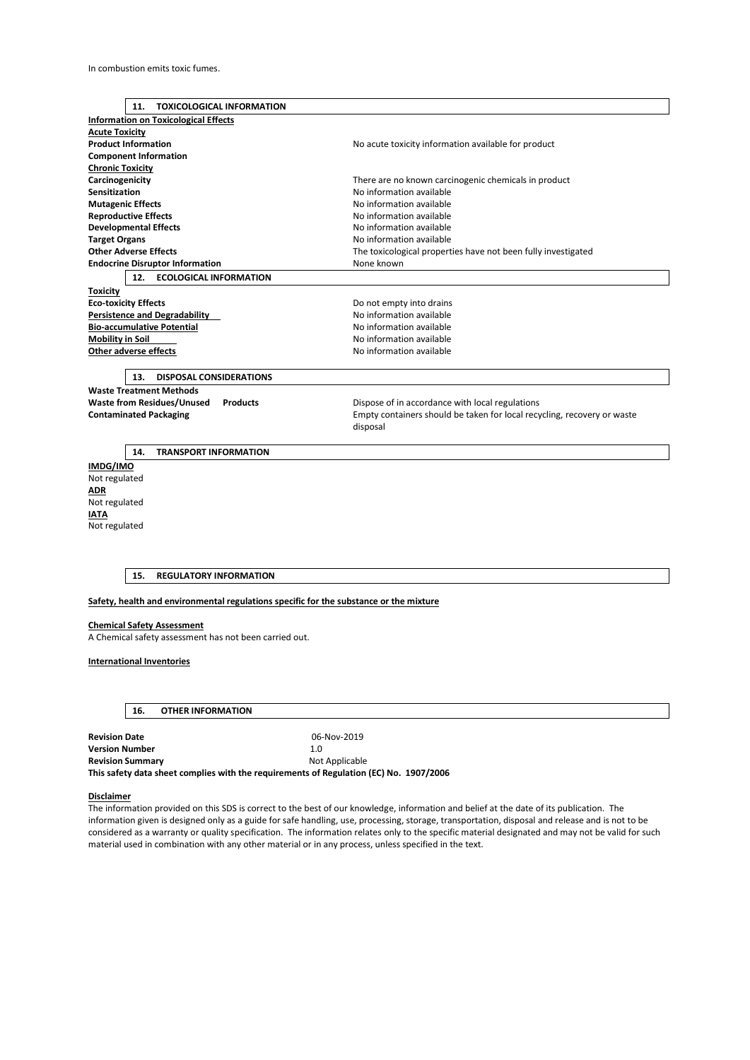In combustion emits toxic fumes.

## 11. TOXICOLOGICAL INFORMATION

| | |
|---|---|
| **Information on Toxicological Effects** | |
| **Acute Toxicity** | |
| **Product Information** | No acute toxicity information available for product |
| **Component Information** | |
| **Chronic Toxicity** | |
| **Carcinogenicity** | There are no known carcinogenic chemicals in product |
| **Sensitization** | No information available |
| **Mutagenic Effects** | No information available |
| **Reproductive Effects** | No information available |
| **Developmental Effects** | No information available |
| **Target Organs** | No information available |
| **Other Adverse Effects** | The toxicological properties have not been fully investigated |
| **Endocrine Disruptor Information** | None known |

## 12. ECOLOGICAL INFORMATION

| | |
|---|---|
| **Toxicity** | |
| **Eco-toxicity Effects** | Do not empty into drains |
| **Persistence and Degradability** | No information available |
| **Bio-accumulative Potential** | No information available |
| **Mobility in Soil** | No information available |
| **Other adverse effects** | No information available |

## 13. DISPOSAL CONSIDERATIONS

| | |
|---|---|
| **Waste Treatment Methods** | |
| **Waste from Residues/Unused Products** | Dispose of in accordance with local regulations |
| **Contaminated Packaging** | Empty containers should be taken for local recycling, recovery or waste disposal |

## 14. TRANSPORT INFORMATION

**IMDG/IMO**

Not regulated

**ADR**

Not regulated

**IATA**

Not regulated

## 15. REGULATORY INFORMATION

**Safety, health and environmental regulations specific for the substance or the mixture**

**Chemical Safety Assessment**

A Chemical safety assessment has not been carried out.

**International Inventories**

## 16. OTHER INFORMATION

| | |
|---|---|
| **Revision Date** | 06-Nov-2019 |
| **Version Number** | 1.0 |
| **Revision Summary** | Not Applicable |

**This safety data sheet complies with the requirements of Regulation (EC) No. 1907/2006**

**Disclaimer**

The information provided on this SDS is correct to the best of our knowledge, information and belief at the date of its publication. The information given is designed only as a guide for safe handling, use, processing, storage, transportation, disposal and release and is not to be considered as a warranty or quality specification. The information relates only to the specific material designated and may not be valid for such material used in combination with any other material or in any process, unless specified in the text.